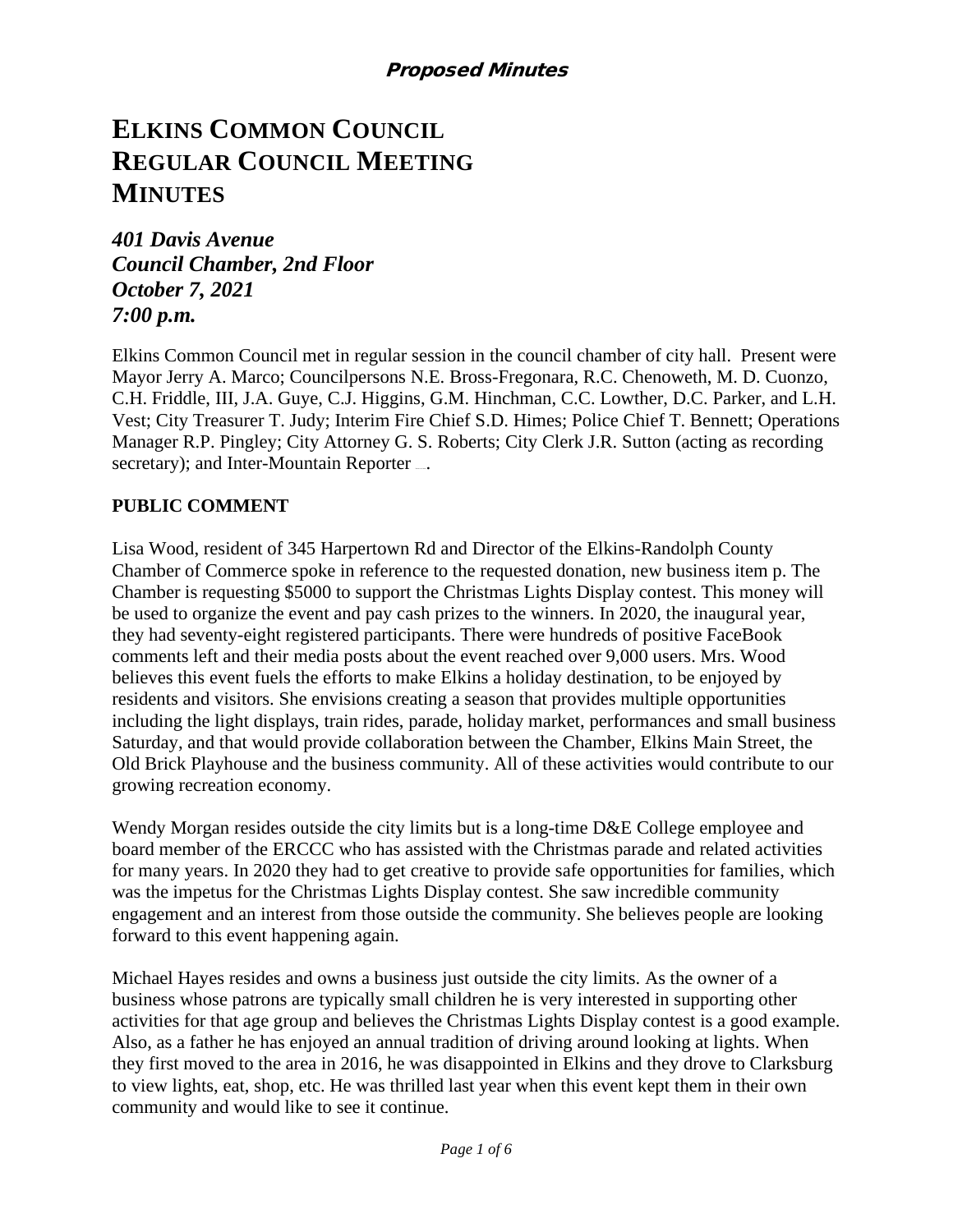**Proposed Minutes**

# ELKINS COMMON COUNCIL REGULAR COUNCIL MEETING MINUTES

***401 Davis Avenue***
***Council Chamber, 2nd Floor***
***October 7, 2021***
***7:00 p.m.***

Elkins Common Council met in regular session in the council chamber of city hall. Present were Mayor Jerry A. Marco; Councilpersons N.E. Bross-Fregonara, R.C. Chenoweth, M. D. Cuonzo, C.H. Friddle, III, J.A. Guye, C.J. Higgins, G.M. Hinchman, C.C. Lowther, D.C. Parker, and L.H. Vest; City Treasurer T. Judy; Interim Fire Chief S.D. Himes; Police Chief T. Bennett; Operations Manager R.P. Pingley; City Attorney G. S. Roberts; City Clerk J.R. Sutton (acting as recording secretary); and Inter-Mountain Reporter \_\_.

**PUBLIC COMMENT**

Lisa Wood, resident of 345 Harpertown Rd and Director of the Elkins-Randolph County Chamber of Commerce spoke in reference to the requested donation, new business item p. The Chamber is requesting $5000 to support the Christmas Lights Display contest. This money will be used to organize the event and pay cash prizes to the winners. In 2020, the inaugural year, they had seventy-eight registered participants. There were hundreds of positive FaceBook comments left and their media posts about the event reached over 9,000 users. Mrs. Wood believes this event fuels the efforts to make Elkins a holiday destination, to be enjoyed by residents and visitors. She envisions creating a season that provides multiple opportunities including the light displays, train rides, parade, holiday market, performances and small business Saturday, and that would provide collaboration between the Chamber, Elkins Main Street, the Old Brick Playhouse and the business community. All of these activities would contribute to our growing recreation economy.

Wendy Morgan resides outside the city limits but is a long-time D&E College employee and board member of the ERCCC who has assisted with the Christmas parade and related activities for many years. In 2020 they had to get creative to provide safe opportunities for families, which was the impetus for the Christmas Lights Display contest. She saw incredible community engagement and an interest from those outside the community. She believes people are looking forward to this event happening again.

Michael Hayes resides and owns a business just outside the city limits. As the owner of a business whose patrons are typically small children he is very interested in supporting other activities for that age group and believes the Christmas Lights Display contest is a good example. Also, as a father he has enjoyed an annual tradition of driving around looking at lights. When they first moved to the area in 2016, he was disappointed in Elkins and they drove to Clarksburg to view lights, eat, shop, etc. He was thrilled last year when this event kept them in their own community and would like to see it continue.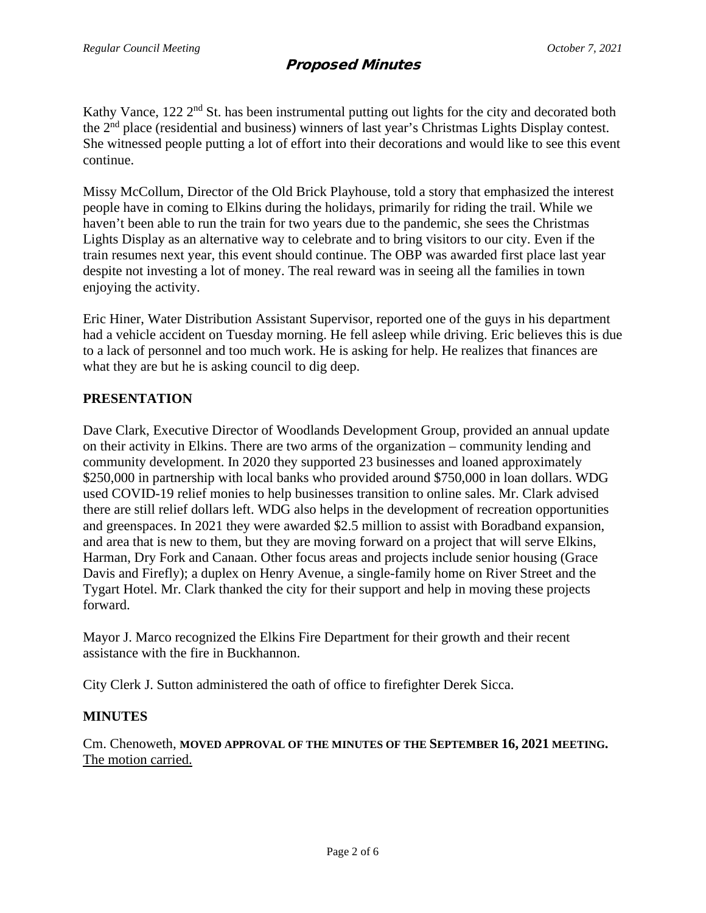Kathy Vance, 122 2nd St. has been instrumental putting out lights for the city and decorated both the 2nd place (residential and business) winners of last year's Christmas Lights Display contest. She witnessed people putting a lot of effort into their decorations and would like to see this event continue.

Missy McCollum, Director of the Old Brick Playhouse, told a story that emphasized the interest people have in coming to Elkins during the holidays, primarily for riding the trail. While we haven't been able to run the train for two years due to the pandemic, she sees the Christmas Lights Display as an alternative way to celebrate and to bring visitors to our city. Even if the train resumes next year, this event should continue. The OBP was awarded first place last year despite not investing a lot of money. The real reward was in seeing all the families in town enjoying the activity.

Eric Hiner, Water Distribution Assistant Supervisor, reported one of the guys in his department had a vehicle accident on Tuesday morning. He fell asleep while driving. Eric believes this is due to a lack of personnel and too much work. He is asking for help. He realizes that finances are what they are but he is asking council to dig deep.

## PRESENTATION

Dave Clark, Executive Director of Woodlands Development Group, provided an annual update on their activity in Elkins. There are two arms of the organization – community lending and community development. In 2020 they supported 23 businesses and loaned approximately $250,000 in partnership with local banks who provided around $750,000 in loan dollars. WDG used COVID-19 relief monies to help businesses transition to online sales. Mr. Clark advised there are still relief dollars left. WDG also helps in the development of recreation opportunities and greenspaces. In 2021 they were awarded $2.5 million to assist with Boradband expansion, and area that is new to them, but they are moving forward on a project that will serve Elkins, Harman, Dry Fork and Canaan. Other focus areas and projects include senior housing (Grace Davis and Firefly); a duplex on Henry Avenue, a single-family home on River Street and the Tygart Hotel. Mr. Clark thanked the city for their support and help in moving these projects forward.

Mayor J. Marco recognized the Elkins Fire Department for their growth and their recent assistance with the fire in Buckhannon.

City Clerk J. Sutton administered the oath of office to firefighter Derek Sicca.

## MINUTES

Cm. Chenoweth, **MOVED APPROVAL OF THE MINUTES OF THE SEPTEMBER 16, 2021 MEETING.** The motion carried.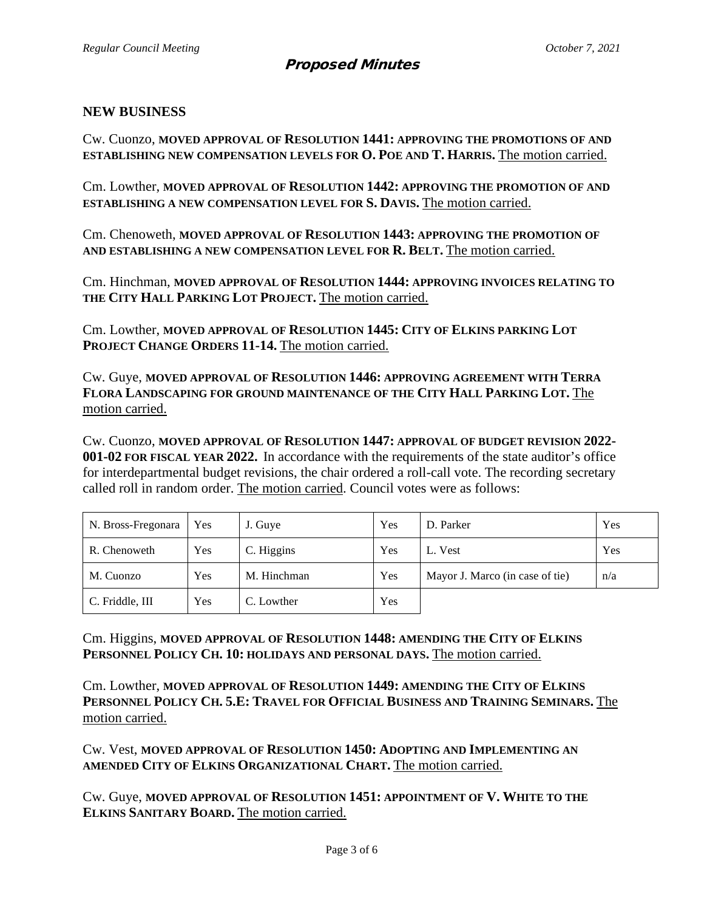## NEW BUSINESS

Cw. Cuonzo, **MOVED APPROVAL OF RESOLUTION 1441: APPROVING THE PROMOTIONS OF AND ESTABLISHING NEW COMPENSATION LEVELS FOR O. POE AND T. HARRIS.** The motion carried.

Cm. Lowther, **MOVED APPROVAL OF RESOLUTION 1442: APPROVING THE PROMOTION OF AND ESTABLISHING A NEW COMPENSATION LEVEL FOR S. DAVIS.** The motion carried.

Cm. Chenoweth, **MOVED APPROVAL OF RESOLUTION 1443: APPROVING THE PROMOTION OF AND ESTABLISHING A NEW COMPENSATION LEVEL FOR R. BELT.** The motion carried.

Cm. Hinchman, **MOVED APPROVAL OF RESOLUTION 1444: APPROVING INVOICES RELATING TO THE CITY HALL PARKING LOT PROJECT.** The motion carried.

Cm. Lowther, **MOVED APPROVAL OF RESOLUTION 1445: CITY OF ELKINS PARKING LOT PROJECT CHANGE ORDERS 11-14.** The motion carried.

Cw. Guye, **MOVED APPROVAL OF RESOLUTION 1446: APPROVING AGREEMENT WITH TERRA FLORA LANDSCAPING FOR GROUND MAINTENANCE OF THE CITY HALL PARKING LOT.** The motion carried.

Cw. Cuonzo, **MOVED APPROVAL OF RESOLUTION 1447: APPROVAL OF BUDGET REVISION 2022-001-02 FOR FISCAL YEAR 2022.** In accordance with the requirements of the state auditor's office for interdepartmental budget revisions, the chair ordered a roll-call vote. The recording secretary called roll in random order. The motion carried. Council votes were as follows:

| N. Bross-Fregonara | Yes | J. Guye | Yes | D. Parker | Yes |
|---|---|---|---|---|---|
| R. Chenoweth | Yes | C. Higgins | Yes | L. Vest | Yes |
| M. Cuonzo | Yes | M. Hinchman | Yes | Mayor J. Marco (in case of tie) | n/a |
| C. Friddle, III | Yes | C. Lowther | Yes | | |

Cm. Higgins, **MOVED APPROVAL OF RESOLUTION 1448: AMENDING THE CITY OF ELKINS PERSONNEL POLICY CH. 10: HOLIDAYS AND PERSONAL DAYS.** The motion carried.

Cm. Lowther, **MOVED APPROVAL OF RESOLUTION 1449: AMENDING THE CITY OF ELKINS PERSONNEL POLICY CH. 5.E: TRAVEL FOR OFFICIAL BUSINESS AND TRAINING SEMINARS.** The motion carried.

Cw. Vest, **MOVED APPROVAL OF RESOLUTION 1450: ADOPTING AND IMPLEMENTING AN AMENDED CITY OF ELKINS ORGANIZATIONAL CHART.** The motion carried.

Cw. Guye, **MOVED APPROVAL OF RESOLUTION 1451: APPOINTMENT OF V. WHITE TO THE ELKINS SANITARY BOARD.** The motion carried.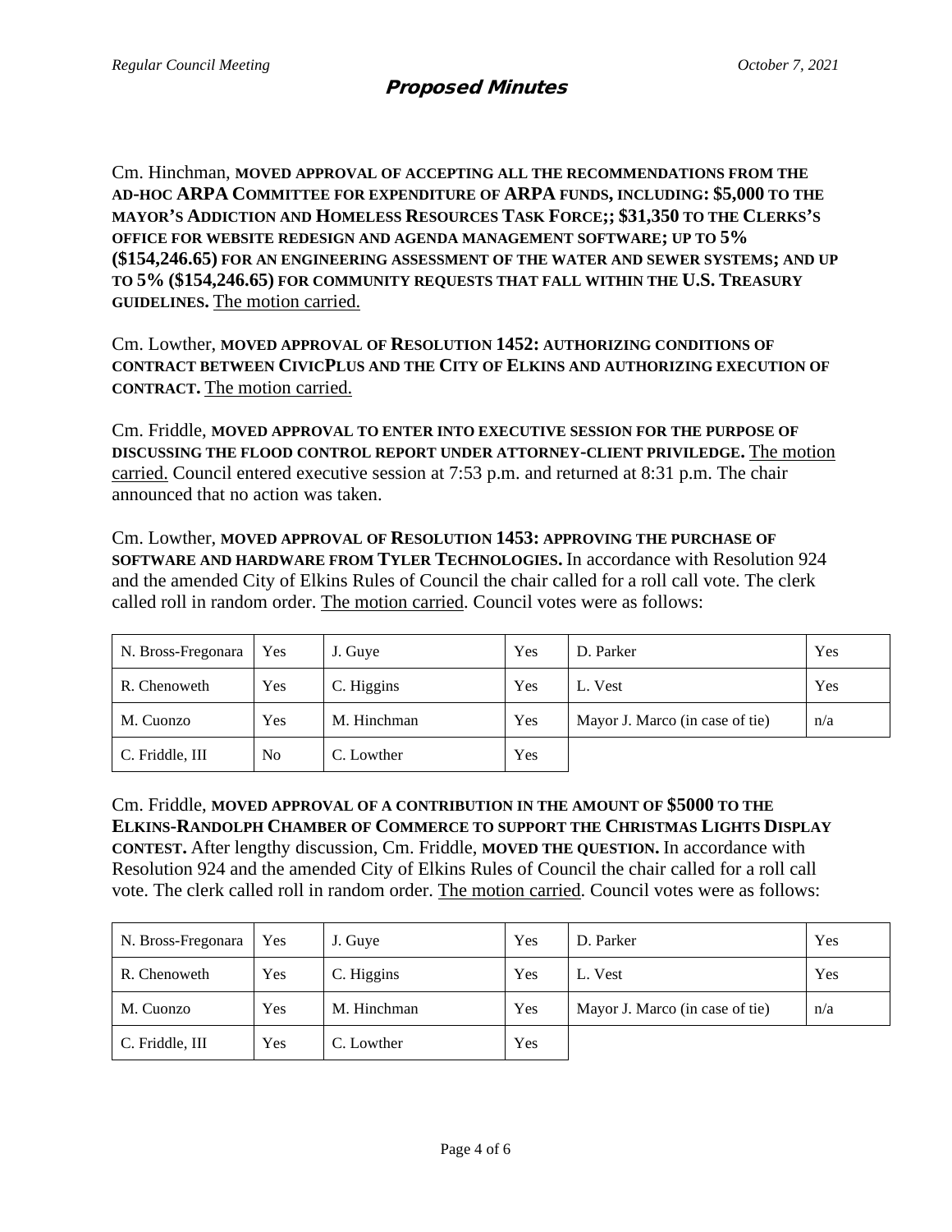Cm. Hinchman, **MOVED APPROVAL OF ACCEPTING ALL THE RECOMMENDATIONS FROM THE AD-HOC ARPA COMMITTEE FOR EXPENDITURE OF ARPA FUNDS, INCLUDING: $5,000 TO THE MAYOR'S ADDICTION AND HOMELESS RESOURCES TASK FORCE;; $31,350 TO THE CLERKS'S OFFICE FOR WEBSITE REDESIGN AND AGENDA MANAGEMENT SOFTWARE; UP TO 5% ($154,246.65) FOR AN ENGINEERING ASSESSMENT OF THE WATER AND SEWER SYSTEMS; AND UP TO 5% ($154,246.65) FOR COMMUNITY REQUESTS THAT FALL WITHIN THE U.S. TREASURY GUIDELINES.** <u>The motion carried.</u>

Cm. Lowther, **MOVED APPROVAL OF RESOLUTION 1452: AUTHORIZING CONDITIONS OF CONTRACT BETWEEN CIVICPLUS AND THE CITY OF ELKINS AND AUTHORIZING EXECUTION OF CONTRACT.** <u>The motion carried.</u>

Cm. Friddle, **MOVED APPROVAL TO ENTER INTO EXECUTIVE SESSION FOR THE PURPOSE OF DISCUSSING THE FLOOD CONTROL REPORT UNDER ATTORNEY-CLIENT PRIVILEDGE.** <u>The motion carried.</u> Council entered executive session at 7:53 p.m. and returned at 8:31 p.m. The chair announced that no action was taken.

Cm. Lowther, **MOVED APPROVAL OF RESOLUTION 1453: APPROVING THE PURCHASE OF SOFTWARE AND HARDWARE FROM TYLER TECHNOLOGIES.** In accordance with Resolution 924 and the amended City of Elkins Rules of Council the chair called for a roll call vote. The clerk called roll in random order. <u>The motion carried</u>. Council votes were as follows:

| | | | | | |
|---|---|---|---|---|---|
| N. Bross-Fregonara | Yes | J. Guye | Yes | D. Parker | Yes |
| R. Chenoweth | Yes | C. Higgins | Yes | L. Vest | Yes |
| M. Cuonzo | Yes | M. Hinchman | Yes | Mayor J. Marco (in case of tie) | n/a |
| C. Friddle, III | No | C. Lowther | Yes | | |

Cm. Friddle, **MOVED APPROVAL OF A CONTRIBUTION IN THE AMOUNT OF $5000 TO THE ELKINS-RANDOLPH CHAMBER OF COMMERCE TO SUPPORT THE CHRISTMAS LIGHTS DISPLAY CONTEST.** After lengthy discussion, Cm. Friddle, **MOVED THE QUESTION.** In accordance with Resolution 924 and the amended City of Elkins Rules of Council the chair called for a roll call vote. The clerk called roll in random order. <u>The motion carried</u>. Council votes were as follows:

| | | | | | |
|---|---|---|---|---|---|
| N. Bross-Fregonara | Yes | J. Guye | Yes | D. Parker | Yes |
| R. Chenoweth | Yes | C. Higgins | Yes | L. Vest | Yes |
| M. Cuonzo | Yes | M. Hinchman | Yes | Mayor J. Marco (in case of tie) | n/a |
| C. Friddle, III | Yes | C. Lowther | Yes | | |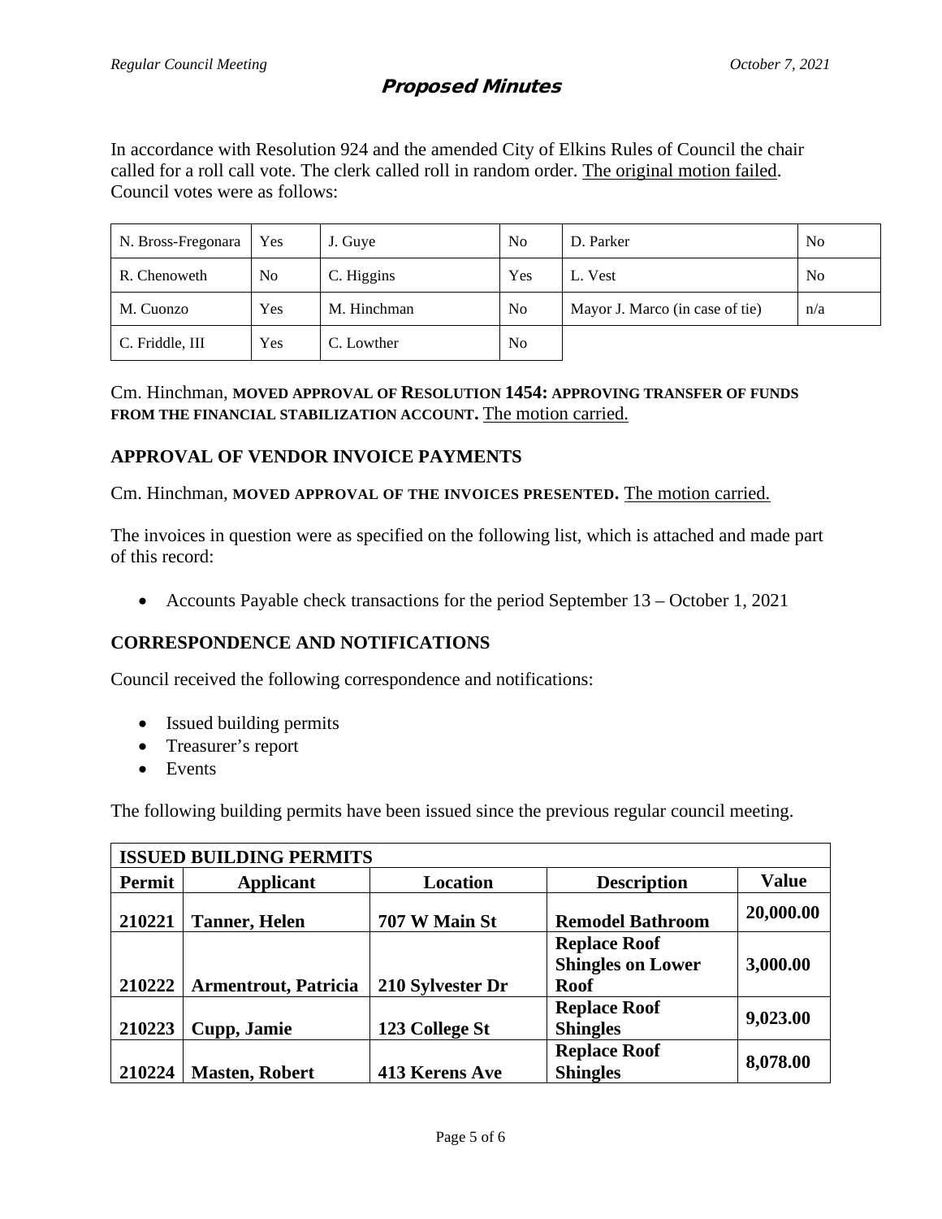In accordance with Resolution 924 and the amended City of Elkins Rules of Council the chair called for a roll call vote. The clerk called roll in random order. The original motion failed. Council votes were as follows:

| | | | | | |
|---|---|---|---|---|---|
| N. Bross-Fregonara | Yes | J. Guye | No | D. Parker | No |
| R. Chenoweth | No | C. Higgins | Yes | L. Vest | No |
| M. Cuonzo | Yes | M. Hinchman | No | Mayor J. Marco (in case of tie) | n/a |
| C. Friddle, III | Yes | C. Lowther | No | | |

Cm. Hinchman, **MOVED APPROVAL OF RESOLUTION 1454: APPROVING TRANSFER OF FUNDS FROM THE FINANCIAL STABILIZATION ACCOUNT.** The motion carried.

## APPROVAL OF VENDOR INVOICE PAYMENTS

Cm. Hinchman, **MOVED APPROVAL OF THE INVOICES PRESENTED.** The motion carried.

The invoices in question were as specified on the following list, which is attached and made part of this record:

- Accounts Payable check transactions for the period September 13 – October 1, 2021

## CORRESPONDENCE AND NOTIFICATIONS

Council received the following correspondence and notifications:

- Issued building permits
- Treasurer's report
- Events

The following building permits have been issued since the previous regular council meeting.

| **ISSUED BUILDING PERMITS** | | | | |
|---|---|---|---|---|
| **Permit** | **Applicant** | **Location** | **Description** | **Value** |
| **210221** | **Tanner, Helen** | **707 W Main St** | **Remodel Bathroom** | **20,000.00** |
| **210222** | **Armentrout, Patricia** | **210 Sylvester Dr** | **Replace Roof Shingles on Lower Roof** | **3,000.00** |
| **210223** | **Cupp, Jamie** | **123 College St** | **Replace Roof Shingles** | **9,023.00** |
| **210224** | **Masten, Robert** | **413 Kerens Ave** | **Replace Roof Shingles** | **8,078.00** |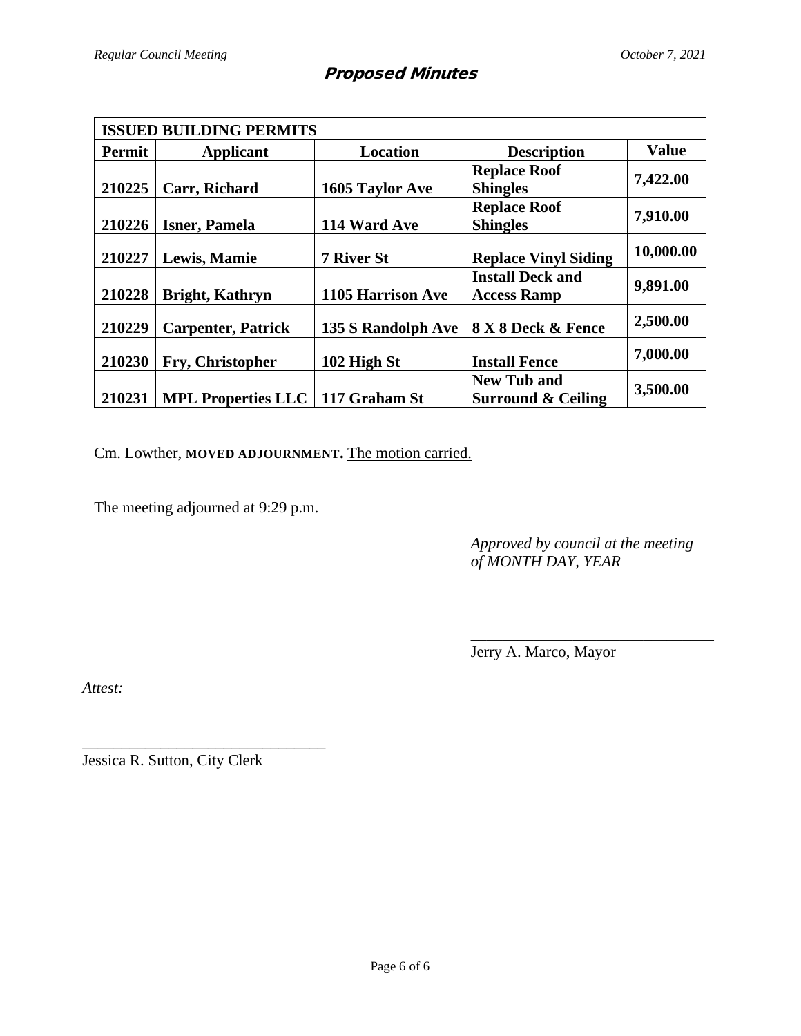| ISSUED BUILDING PERMITS | | | | |
|---|---|---|---|---|
| **Permit** | **Applicant** | **Location** | **Description** | **Value** |
| **210225** | **Carr, Richard** | **1605 Taylor Ave** | **Replace Roof Shingles** | **7,422.00** |
| **210226** | **Isner, Pamela** | **114 Ward Ave** | **Replace Roof Shingles** | **7,910.00** |
| **210227** | **Lewis, Mamie** | **7 River St** | **Replace Vinyl Siding** | **10,000.00** |
| **210228** | **Bright, Kathryn** | **1105 Harrison Ave** | **Install Deck and Access Ramp** | **9,891.00** |
| **210229** | **Carpenter, Patrick** | **135 S Randolph Ave** | **8 X 8 Deck & Fence** | **2,500.00** |
| **210230** | **Fry, Christopher** | **102 High St** | **Install Fence** | **7,000.00** |
| **210231** | **MPL Properties LLC** | **117 Graham St** | **New Tub and Surround & Ceiling** | **3,500.00** |

Cm. Lowther, **MOVED ADJOURNMENT.** The motion carried.

The meeting adjourned at 9:29 p.m.

*Approved by council at the meeting of MONTH DAY, YEAR*

\_\_\_\_\_\_\_\_\_\_\_\_\_\_\_\_\_\_\_\_\_\_\_\_\_\_\_\_\_\_\_\_
Jerry A. Marco, Mayor

*Attest:*

\_\_\_\_\_\_\_\_\_\_\_\_\_\_\_\_\_\_\_\_\_\_\_\_\_\_\_\_\_\_\_\_
Jessica R. Sutton, City Clerk